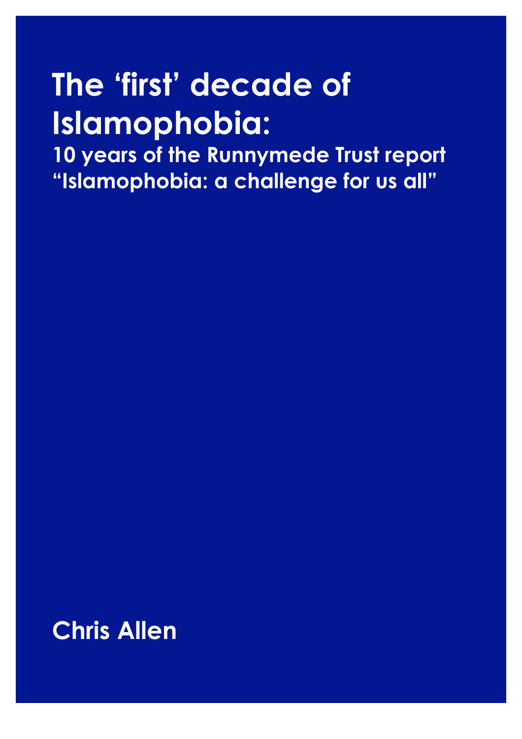# The 'first' decade of Islamophobia:

## 10 years of the Runnymede Trust report "Islamophobia: a challenge for us all"

**Chris Allen**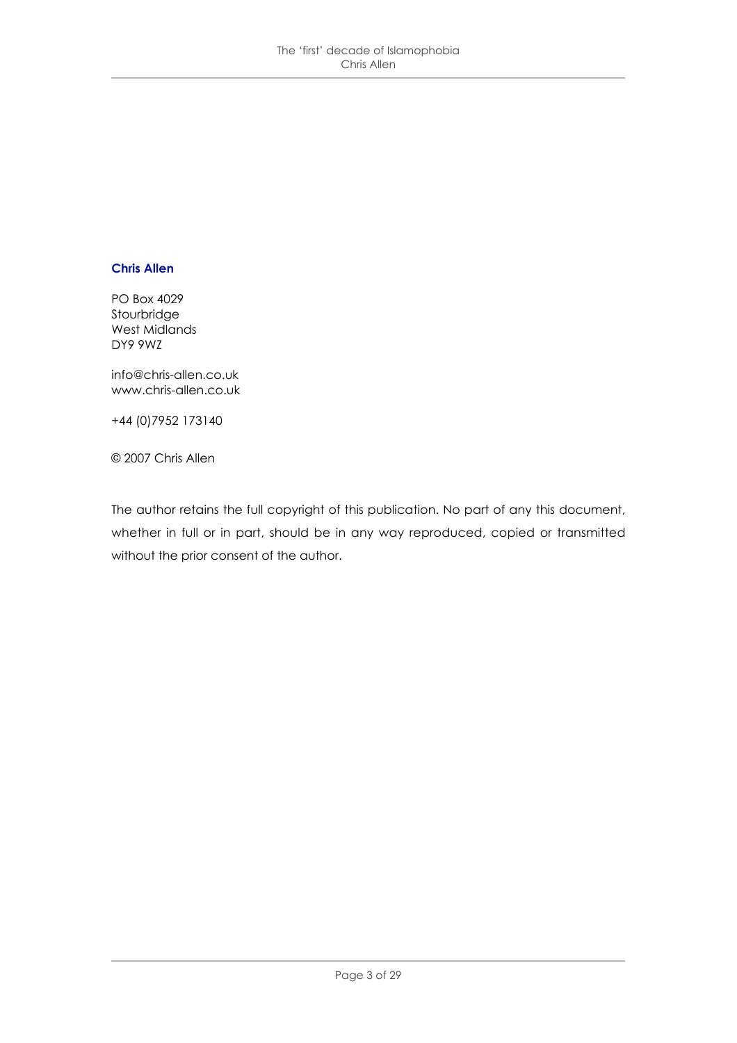**Chris Allen**

PO Box 4029
Stourbridge
West Midlands
DY9 9WZ

info@chris-allen.co.uk
www.chris-allen.co.uk

+44 (0)7952 173140

© 2007 Chris Allen

The author retains the full copyright of this publication. No part of any this document, whether in full or in part, should be in any way reproduced, copied or transmitted without the prior consent of the author.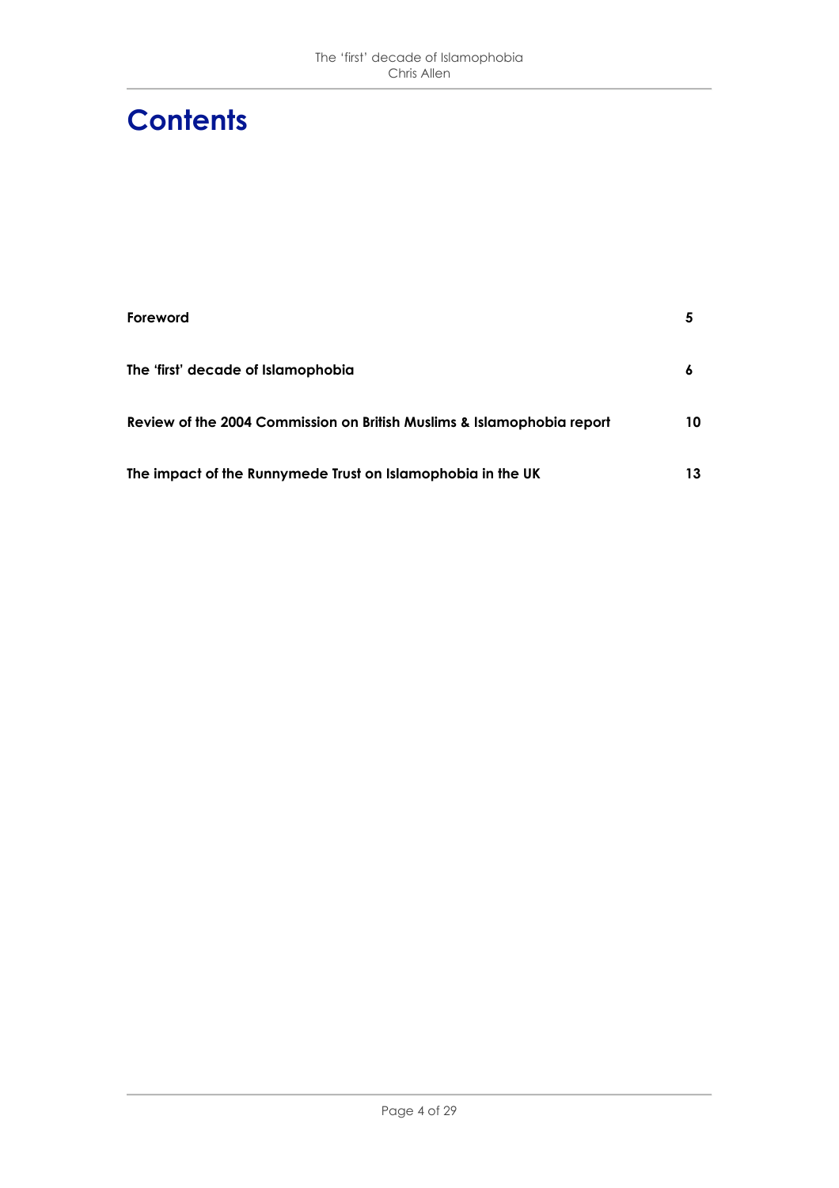# Contents

| | |
|---|---|
| **Foreword** | **5** |
| **The 'first' decade of Islamophobia** | **6** |
| **Review of the 2004 Commission on British Muslims & Islamophobia report** | **10** |
| **The impact of the Runnymede Trust on Islamophobia in the UK** | **13** |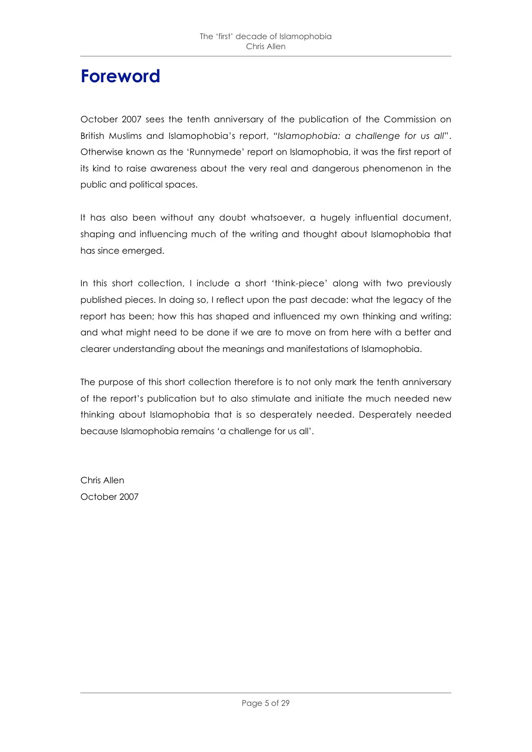# Foreword

October 2007 sees the tenth anniversary of the publication of the Commission on British Muslims and Islamophobia's report, "*Islamophobia: a challenge for us all*". Otherwise known as the 'Runnymede' report on Islamophobia, it was the first report of its kind to raise awareness about the very real and dangerous phenomenon in the public and political spaces.

It has also been without any doubt whatsoever, a hugely influential document, shaping and influencing much of the writing and thought about Islamophobia that has since emerged.

In this short collection, I include a short 'think-piece' along with two previously published pieces. In doing so, I reflect upon the past decade: what the legacy of the report has been; how this has shaped and influenced my own thinking and writing; and what might need to be done if we are to move on from here with a better and clearer understanding about the meanings and manifestations of Islamophobia.

The purpose of this short collection therefore is to not only mark the tenth anniversary of the report's publication but to also stimulate and initiate the much needed new thinking about Islamophobia that is so desperately needed. Desperately needed because Islamophobia remains 'a challenge for us all'.

Chris Allen
October 2007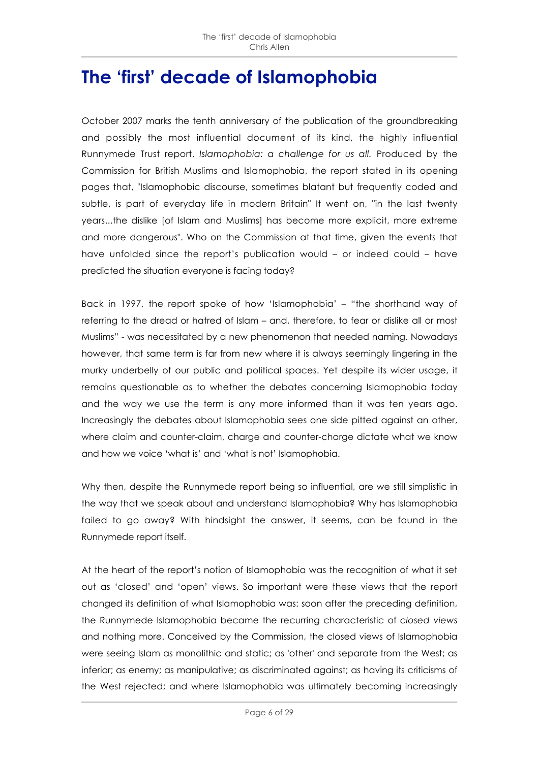# The 'first' decade of Islamophobia

October 2007 marks the tenth anniversary of the publication of the groundbreaking and possibly the most influential document of its kind, the highly influential Runnymede Trust report, *Islamophobia: a challenge for us all.* Produced by the Commission for British Muslims and Islamophobia, the report stated in its opening pages that, "Islamophobic discourse, sometimes blatant but frequently coded and subtle, is part of everyday life in modern Britain" It went on, "in the last twenty years...the dislike [of Islam and Muslims] has become more explicit, more extreme and more dangerous". Who on the Commission at that time, given the events that have unfolded since the report's publication would – or indeed could – have predicted the situation everyone is facing today?

Back in 1997, the report spoke of how 'Islamophobia' – "the shorthand way of referring to the dread or hatred of Islam – and, therefore, to fear or dislike all or most Muslims" - was necessitated by a new phenomenon that needed naming. Nowadays however, that same term is far from new where it is always seemingly lingering in the murky underbelly of our public and political spaces. Yet despite its wider usage, it remains questionable as to whether the debates concerning Islamophobia today and the way we use the term is any more informed than it was ten years ago. Increasingly the debates about Islamophobia sees one side pitted against an other, where claim and counter-claim, charge and counter-charge dictate what we know and how we voice 'what is' and 'what is not' Islamophobia.

Why then, despite the Runnymede report being so influential, are we still simplistic in the way that we speak about and understand Islamophobia? Why has Islamophobia failed to go away? With hindsight the answer, it seems, can be found in the Runnymede report itself.

At the heart of the report's notion of Islamophobia was the recognition of what it set out as 'closed' and 'open' views. So important were these views that the report changed its definition of what Islamophobia was: soon after the preceding definition, the Runnymede Islamophobia became the recurring characteristic of *closed views* and nothing more. Conceived by the Commission, the closed views of Islamophobia were seeing Islam as monolithic and static; as 'other' and separate from the West; as inferior; as enemy; as manipulative; as discriminated against; as having its criticisms of the West rejected; and where Islamophobia was ultimately becoming increasingly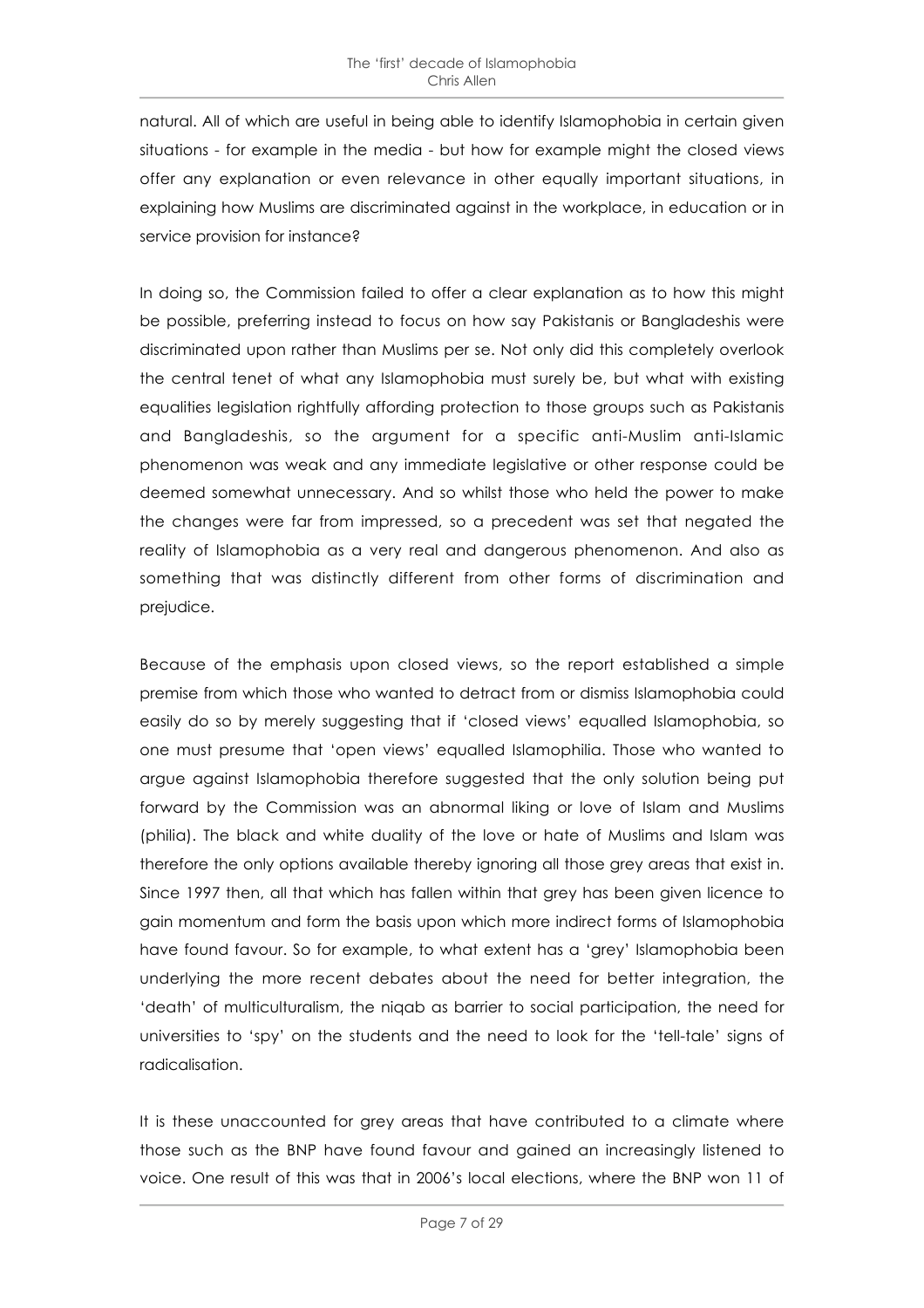natural. All of which are useful in being able to identify Islamophobia in certain given situations - for example in the media - but how for example might the closed views offer any explanation or even relevance in other equally important situations, in explaining how Muslims are discriminated against in the workplace, in education or in service provision for instance?

In doing so, the Commission failed to offer a clear explanation as to how this might be possible, preferring instead to focus on how say Pakistanis or Bangladeshis were discriminated upon rather than Muslims per se. Not only did this completely overlook the central tenet of what any Islamophobia must surely be, but what with existing equalities legislation rightfully affording protection to those groups such as Pakistanis and Bangladeshis, so the argument for a specific anti-Muslim anti-Islamic phenomenon was weak and any immediate legislative or other response could be deemed somewhat unnecessary. And so whilst those who held the power to make the changes were far from impressed, so a precedent was set that negated the reality of Islamophobia as a very real and dangerous phenomenon. And also as something that was distinctly different from other forms of discrimination and prejudice.

Because of the emphasis upon closed views, so the report established a simple premise from which those who wanted to detract from or dismiss Islamophobia could easily do so by merely suggesting that if 'closed views' equalled Islamophobia, so one must presume that 'open views' equalled Islamophilia. Those who wanted to argue against Islamophobia therefore suggested that the only solution being put forward by the Commission was an abnormal liking or love of Islam and Muslims (philia). The black and white duality of the love or hate of Muslims and Islam was therefore the only options available thereby ignoring all those grey areas that exist in. Since 1997 then, all that which has fallen within that grey has been given licence to gain momentum and form the basis upon which more indirect forms of Islamophobia have found favour. So for example, to what extent has a 'grey' Islamophobia been underlying the more recent debates about the need for better integration, the 'death' of multiculturalism, the niqab as barrier to social participation, the need for universities to 'spy' on the students and the need to look for the 'tell-tale' signs of radicalisation.

It is these unaccounted for grey areas that have contributed to a climate where those such as the BNP have found favour and gained an increasingly listened to voice. One result of this was that in 2006's local elections, where the BNP won 11 of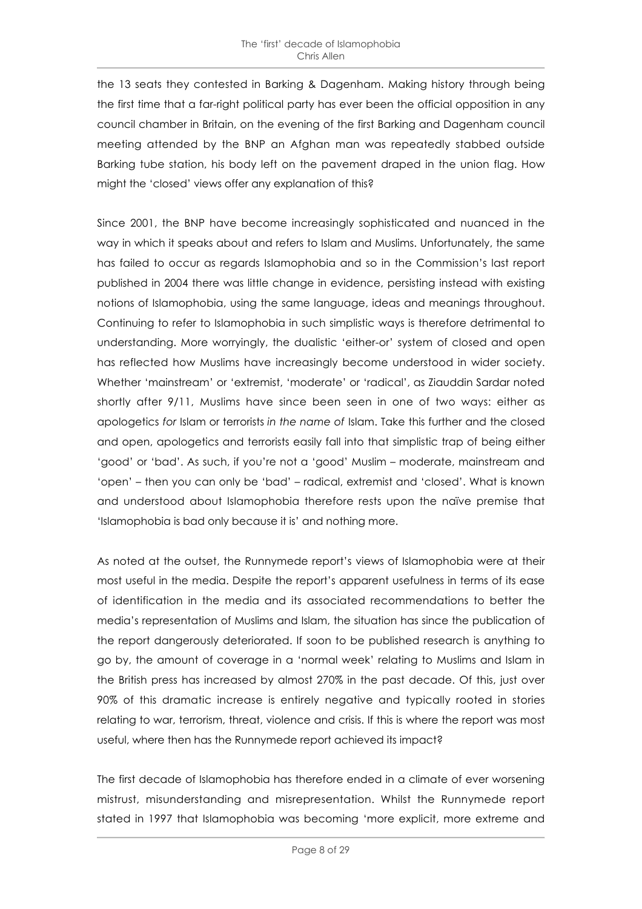the 13 seats they contested in Barking & Dagenham. Making history through being the first time that a far-right political party has ever been the official opposition in any council chamber in Britain, on the evening of the first Barking and Dagenham council meeting attended by the BNP an Afghan man was repeatedly stabbed outside Barking tube station, his body left on the pavement draped in the union flag. How might the 'closed' views offer any explanation of this?

Since 2001, the BNP have become increasingly sophisticated and nuanced in the way in which it speaks about and refers to Islam and Muslims. Unfortunately, the same has failed to occur as regards Islamophobia and so in the Commission's last report published in 2004 there was little change in evidence, persisting instead with existing notions of Islamophobia, using the same language, ideas and meanings throughout. Continuing to refer to Islamophobia in such simplistic ways is therefore detrimental to understanding. More worryingly, the dualistic 'either-or' system of closed and open has reflected how Muslims have increasingly become understood in wider society. Whether 'mainstream' or 'extremist, 'moderate' or 'radical', as Ziauddin Sardar noted shortly after 9/11, Muslims have since been seen in one of two ways: either as apologetics *for* Islam or terrorists *in the name of* Islam. Take this further and the closed and open, apologetics and terrorists easily fall into that simplistic trap of being either 'good' or 'bad'. As such, if you're not a 'good' Muslim – moderate, mainstream and 'open' – then you can only be 'bad' – radical, extremist and 'closed'. What is known and understood about Islamophobia therefore rests upon the naïve premise that 'Islamophobia is bad only because it is' and nothing more.

As noted at the outset, the Runnymede report's views of Islamophobia were at their most useful in the media. Despite the report's apparent usefulness in terms of its ease of identification in the media and its associated recommendations to better the media's representation of Muslims and Islam, the situation has since the publication of the report dangerously deteriorated. If soon to be published research is anything to go by, the amount of coverage in a 'normal week' relating to Muslims and Islam in the British press has increased by almost 270% in the past decade. Of this, just over 90% of this dramatic increase is entirely negative and typically rooted in stories relating to war, terrorism, threat, violence and crisis. If this is where the report was most useful, where then has the Runnymede report achieved its impact?

The first decade of Islamophobia has therefore ended in a climate of ever worsening mistrust, misunderstanding and misrepresentation. Whilst the Runnymede report stated in 1997 that Islamophobia was becoming 'more explicit, more extreme and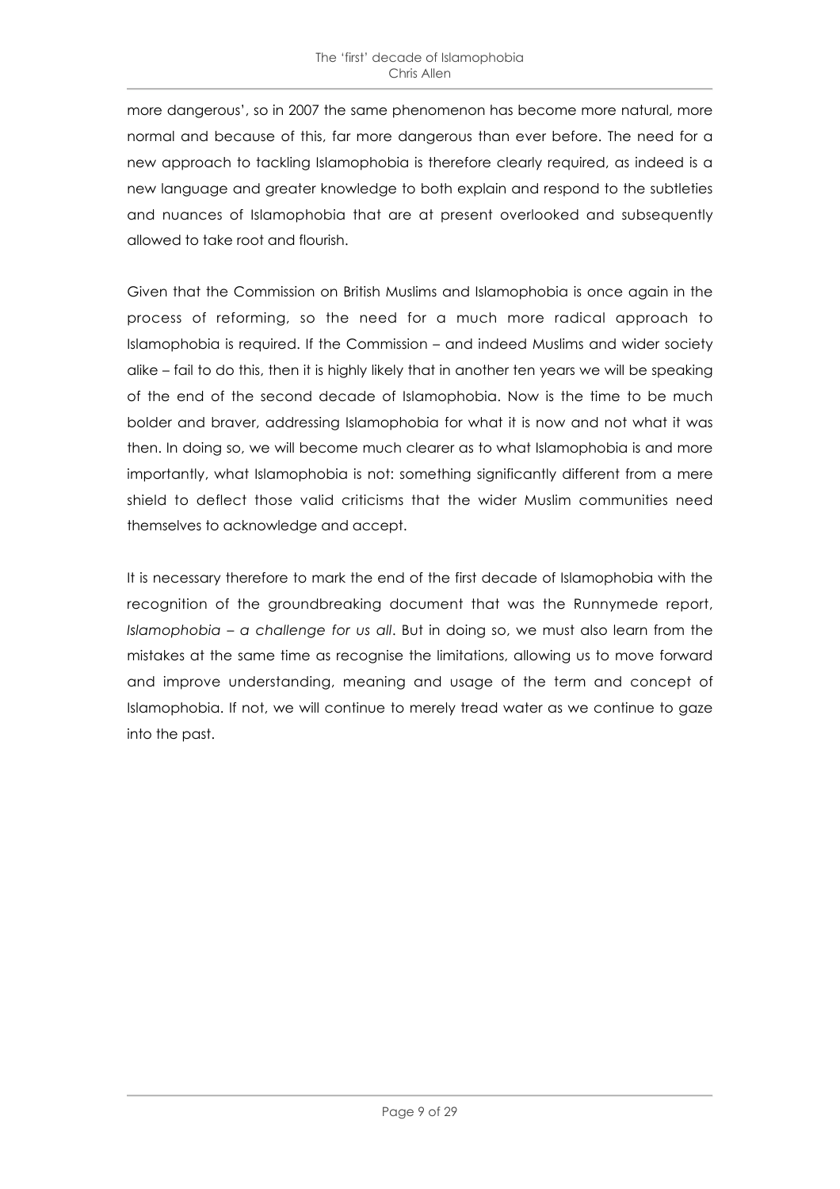more dangerous', so in 2007 the same phenomenon has become more natural, more normal and because of this, far more dangerous than ever before. The need for a new approach to tackling Islamophobia is therefore clearly required, as indeed is a new language and greater knowledge to both explain and respond to the subtleties and nuances of Islamophobia that are at present overlooked and subsequently allowed to take root and flourish.

Given that the Commission on British Muslims and Islamophobia is once again in the process of reforming, so the need for a much more radical approach to Islamophobia is required. If the Commission – and indeed Muslims and wider society alike – fail to do this, then it is highly likely that in another ten years we will be speaking of the end of the second decade of Islamophobia. Now is the time to be much bolder and braver, addressing Islamophobia for what it is now and not what it was then. In doing so, we will become much clearer as to what Islamophobia is and more importantly, what Islamophobia is not: something significantly different from a mere shield to deflect those valid criticisms that the wider Muslim communities need themselves to acknowledge and accept.

It is necessary therefore to mark the end of the first decade of Islamophobia with the recognition of the groundbreaking document that was the Runnymede report, *Islamophobia – a challenge for us all*. But in doing so, we must also learn from the mistakes at the same time as recognise the limitations, allowing us to move forward and improve understanding, meaning and usage of the term and concept of Islamophobia. If not, we will continue to merely tread water as we continue to gaze into the past.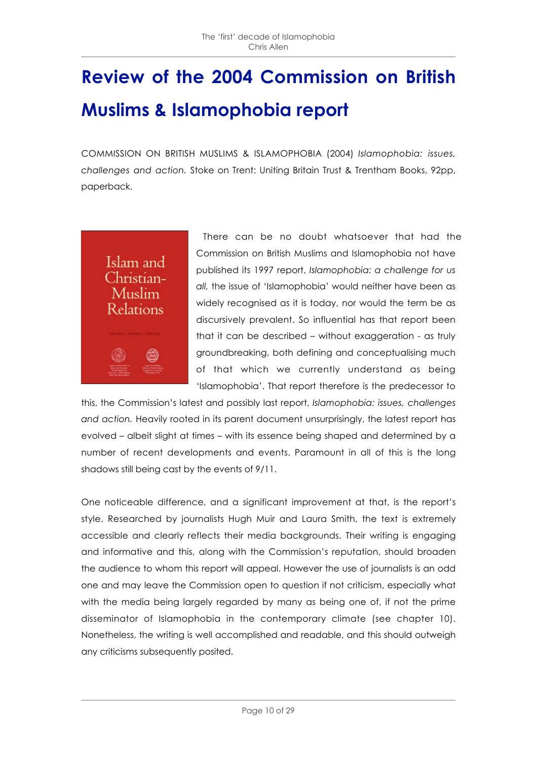# Review of the 2004 Commission on British Muslims & Islamophobia report

COMMISSION ON BRITISH MUSLIMS & ISLAMOPHOBIA (2004) *Islamophobia: issues, challenges and action.* Stoke on Trent: Uniting Britain Trust & Trentham Books, 92pp, paperback.

There can be no doubt whatsoever that had the Commission on British Muslims and Islamophobia not have published its 1997 report, *Islamophobia: a challenge for us all,* the issue of 'Islamophobia' would neither have been as widely recognised as it is today, nor would the term be as discursively prevalent. So influential has that report been that it can be described – without exaggeration - as truly groundbreaking, both defining and conceptualising much of that which we currently understand as being 'Islamophobia'. That report therefore is the predecessor to this, the Commission's latest and possibly last report, *Islamophobia: issues, challenges and action.* Heavily rooted in its parent document unsurprisingly, the latest report has evolved – albeit slight at times – with its essence being shaped and determined by a number of recent developments and events. Paramount in all of this is the long shadows still being cast by the events of 9/11.

One noticeable difference, and a significant improvement at that, is the report's style. Researched by journalists Hugh Muir and Laura Smith, the text is extremely accessible and clearly reflects their media backgrounds. Their writing is engaging and informative and this, along with the Commission's reputation, should broaden the audience to whom this report will appeal. However the use of journalists is an odd one and may leave the Commission open to question if not criticism, especially what with the media being largely regarded by many as being one of, if not the prime disseminator of Islamophobia in the contemporary climate (see chapter 10). Nonetheless, the writing is well accomplished and readable, and this should outweigh any criticisms subsequently posited.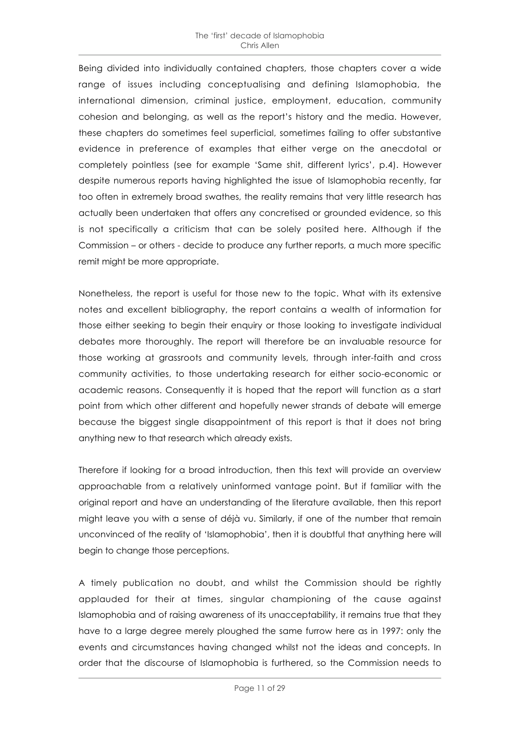Being divided into individually contained chapters, those chapters cover a wide range of issues including conceptualising and defining Islamophobia, the international dimension, criminal justice, employment, education, community cohesion and belonging, as well as the report's history and the media. However, these chapters do sometimes feel superficial, sometimes failing to offer substantive evidence in preference of examples that either verge on the anecdotal or completely pointless (see for example 'Same shit, different lyrics', p.4). However despite numerous reports having highlighted the issue of Islamophobia recently, far too often in extremely broad swathes, the reality remains that very little research has actually been undertaken that offers any concretised or grounded evidence, so this is not specifically a criticism that can be solely posited here. Although if the Commission – or others - decide to produce any further reports, a much more specific remit might be more appropriate.

Nonetheless, the report is useful for those new to the topic. What with its extensive notes and excellent bibliography, the report contains a wealth of information for those either seeking to begin their enquiry or those looking to investigate individual debates more thoroughly. The report will therefore be an invaluable resource for those working at grassroots and community levels, through inter-faith and cross community activities, to those undertaking research for either socio-economic or academic reasons. Consequently it is hoped that the report will function as a start point from which other different and hopefully newer strands of debate will emerge because the biggest single disappointment of this report is that it does not bring anything new to that research which already exists.

Therefore if looking for a broad introduction, then this text will provide an overview approachable from a relatively uninformed vantage point. But if familiar with the original report and have an understanding of the literature available, then this report might leave you with a sense of déjà vu. Similarly, if one of the number that remain unconvinced of the reality of 'Islamophobia', then it is doubtful that anything here will begin to change those perceptions.

A timely publication no doubt, and whilst the Commission should be rightly applauded for their at times, singular championing of the cause against Islamophobia and of raising awareness of its unacceptability, it remains true that they have to a large degree merely ploughed the same furrow here as in 1997: only the events and circumstances having changed whilst not the ideas and concepts. In order that the discourse of Islamophobia is furthered, so the Commission needs to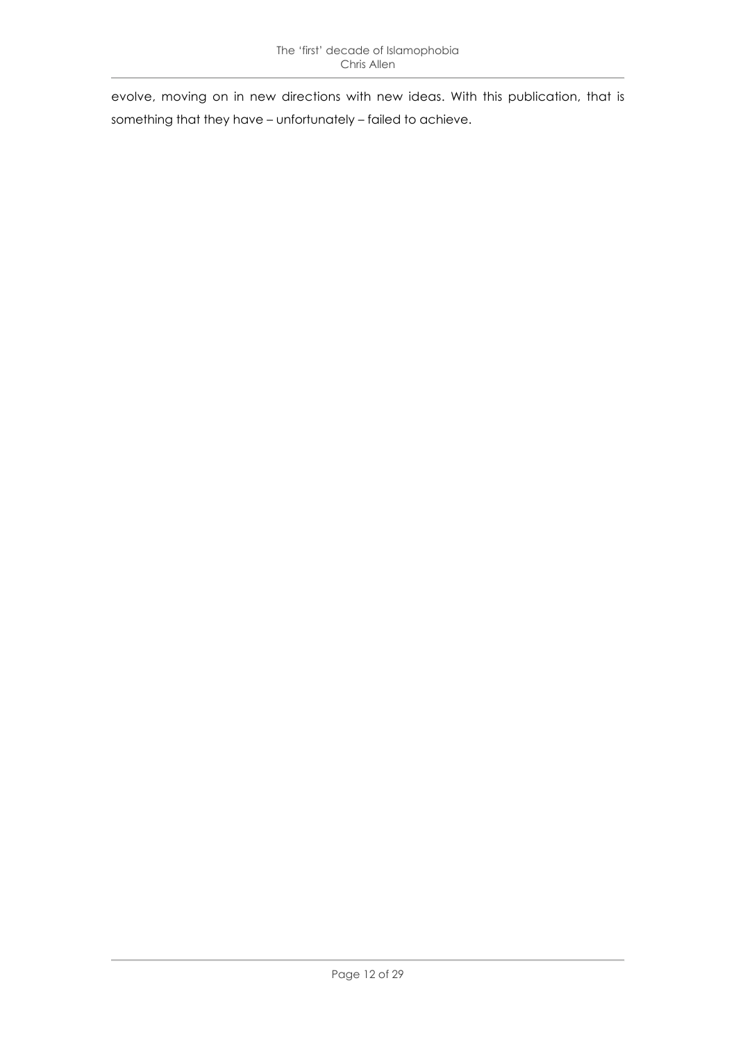evolve, moving on in new directions with new ideas. With this publication, that is something that they have – unfortunately – failed to achieve.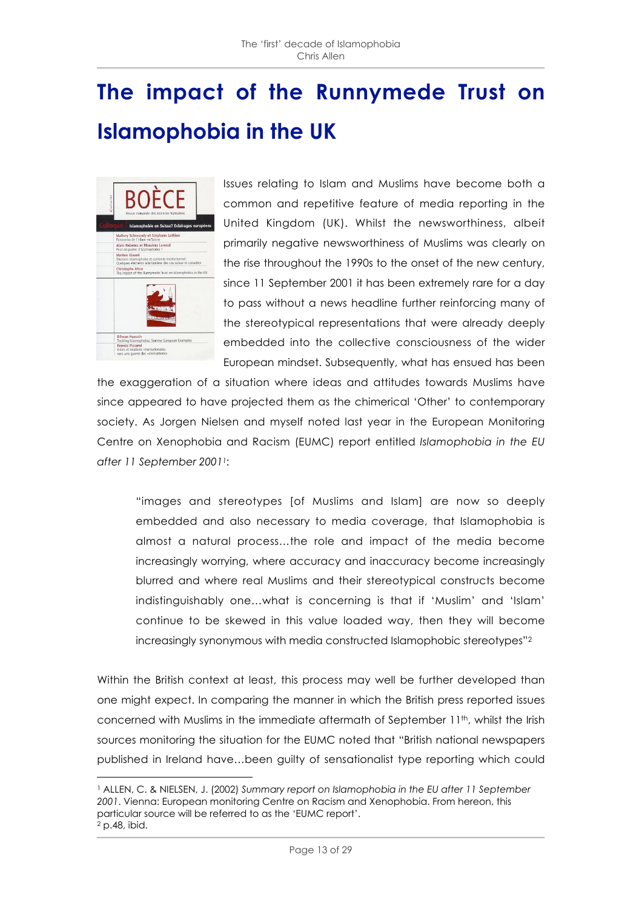# The impact of the Runnymede Trust on Islamophobia in the UK

Issues relating to Islam and Muslims have become both a common and repetitive feature of media reporting in the United Kingdom (UK). Whilst the newsworthiness, albeit primarily negative newsworthiness of Muslims was clearly on the rise throughout the 1990s to the onset of the new century, since 11 September 2001 it has been extremely rare for a day to pass without a news headline further reinforcing many of the stereotypical representations that were already deeply embedded into the collective consciousness of the wider European mindset. Subsequently, what has ensued has been the exaggeration of a situation where ideas and attitudes towards Muslims have since appeared to have projected them as the chimerical 'Other' to contemporary society. As Jorgen Nielsen and myself noted last year in the European Monitoring Centre on Xenophobia and Racism (EUMC) report entitled *Islamophobia in the EU after 11 September 2001*[1]:

> "images and stereotypes [of Muslims and Islam] are now so deeply embedded and also necessary to media coverage, that Islamophobia is almost a natural process…the role and impact of the media become increasingly worrying, where accuracy and inaccuracy become increasingly blurred and where real Muslims and their stereotypical constructs become indistinguishably one…what is concerning is that if 'Muslim' and 'Islam' continue to be skewed in this value loaded way, then they will become increasingly synonymous with media constructed Islamophobic stereotypes"[2]

Within the British context at least, this process may well be further developed than one might expect. In comparing the manner in which the British press reported issues concerned with Muslims in the immediate aftermath of September 11th, whilst the Irish sources monitoring the situation for the EUMC noted that "British national newspapers published in Ireland have…been guilty of sensationalist type reporting which could

---

[1] ALLEN, C. & NIELSEN, J. (2002) *Summary report on Islamophobia in the EU after 11 September 2001*. Vienna: European monitoring Centre on Racism and Xenophobia. From hereon, this particular source will be referred to as the 'EUMC report'.

[2] p.48, ibid.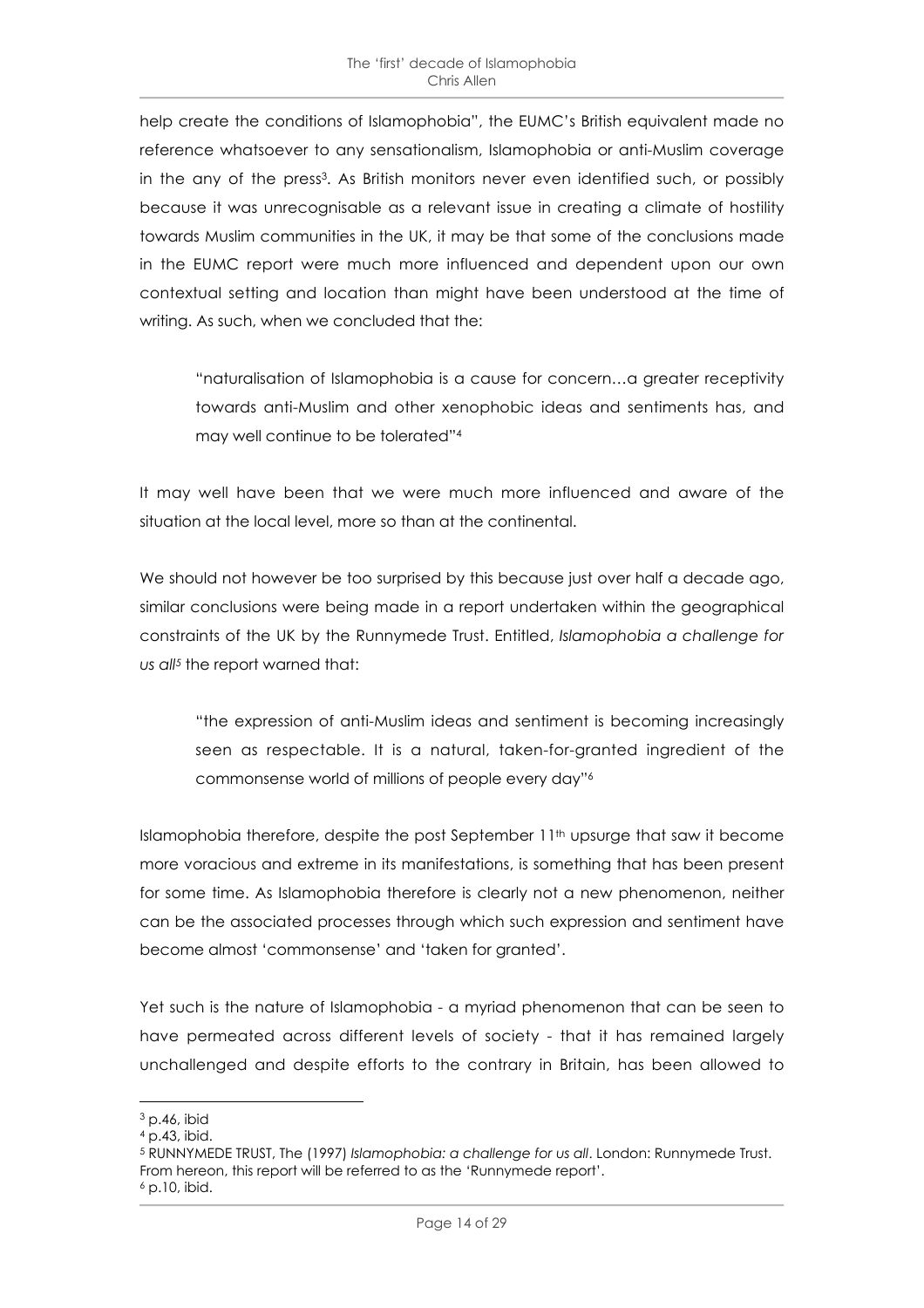help create the conditions of Islamophobia", the EUMC's British equivalent made no reference whatsoever to any sensationalism, Islamophobia or anti-Muslim coverage in the any of the press[3]. As British monitors never even identified such, or possibly because it was unrecognisable as a relevant issue in creating a climate of hostility towards Muslim communities in the UK, it may be that some of the conclusions made in the EUMC report were much more influenced and dependent upon our own contextual setting and location than might have been understood at the time of writing. As such, when we concluded that the:

> "naturalisation of Islamophobia is a cause for concern…a greater receptivity towards anti-Muslim and other xenophobic ideas and sentiments has, and may well continue to be tolerated"[4]

It may well have been that we were much more influenced and aware of the situation at the local level, more so than at the continental.

We should not however be too surprised by this because just over half a decade ago, similar conclusions were being made in a report undertaken within the geographical constraints of the UK by the Runnymede Trust. Entitled, *Islamophobia a challenge for us all*[5] the report warned that:

> "the expression of anti-Muslim ideas and sentiment is becoming increasingly seen as respectable. It is a natural, taken-for-granted ingredient of the commonsense world of millions of people every day"[6]

Islamophobia therefore, despite the post September 11th upsurge that saw it become more voracious and extreme in its manifestations, is something that has been present for some time. As Islamophobia therefore is clearly not a new phenomenon, neither can be the associated processes through which such expression and sentiment have become almost 'commonsense' and 'taken for granted'.

Yet such is the nature of Islamophobia - a myriad phenomenon that can be seen to have permeated across different levels of society - that it has remained largely unchallenged and despite efforts to the contrary in Britain, has been allowed to

---

[3] p.46, ibid

[4] p.43, ibid.

[5] RUNNYMEDE TRUST, The (1997) *Islamophobia: a challenge for us all*. London: Runnymede Trust. From hereon, this report will be referred to as the 'Runnymede report'.

[6] p.10, ibid.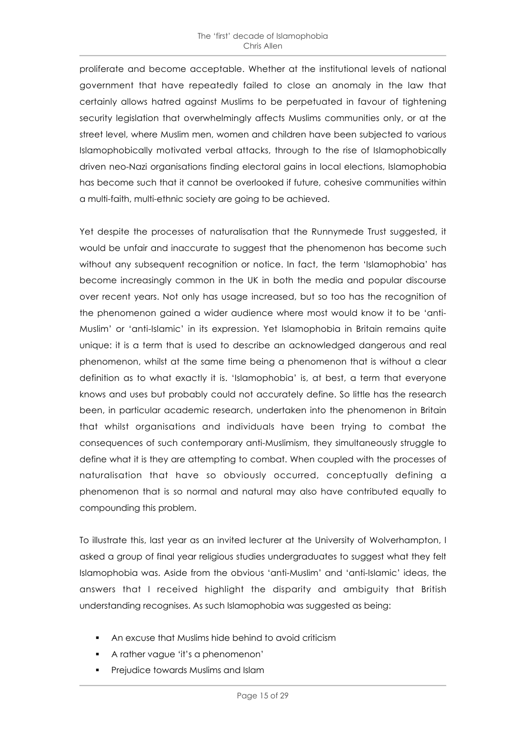proliferate and become acceptable. Whether at the institutional levels of national government that have repeatedly failed to close an anomaly in the law that certainly allows hatred against Muslims to be perpetuated in favour of tightening security legislation that overwhelmingly affects Muslims communities only, or at the street level, where Muslim men, women and children have been subjected to various Islamophobically motivated verbal attacks, through to the rise of Islamophobically driven neo-Nazi organisations finding electoral gains in local elections, Islamophobia has become such that it cannot be overlooked if future, cohesive communities within a multi-faith, multi-ethnic society are going to be achieved.

Yet despite the processes of naturalisation that the Runnymede Trust suggested, it would be unfair and inaccurate to suggest that the phenomenon has become such without any subsequent recognition or notice. In fact, the term 'Islamophobia' has become increasingly common in the UK in both the media and popular discourse over recent years. Not only has usage increased, but so too has the recognition of the phenomenon gained a wider audience where most would know it to be 'anti-Muslim' or 'anti-Islamic' in its expression. Yet Islamophobia in Britain remains quite unique: it is a term that is used to describe an acknowledged dangerous and real phenomenon, whilst at the same time being a phenomenon that is without a clear definition as to what exactly it is. 'Islamophobia' is, at best, a term that everyone knows and uses but probably could not accurately define. So little has the research been, in particular academic research, undertaken into the phenomenon in Britain that whilst organisations and individuals have been trying to combat the consequences of such contemporary anti-Muslimism, they simultaneously struggle to define what it is they are attempting to combat. When coupled with the processes of naturalisation that have so obviously occurred, conceptually defining a phenomenon that is so normal and natural may also have contributed equally to compounding this problem.

To illustrate this, last year as an invited lecturer at the University of Wolverhampton, I asked a group of final year religious studies undergraduates to suggest what they felt Islamophobia was. Aside from the obvious 'anti-Muslim' and 'anti-Islamic' ideas, the answers that I received highlight the disparity and ambiguity that British understanding recognises. As such Islamophobia was suggested as being:

- An excuse that Muslims hide behind to avoid criticism
- A rather vague 'it's a phenomenon'
- Prejudice towards Muslims and Islam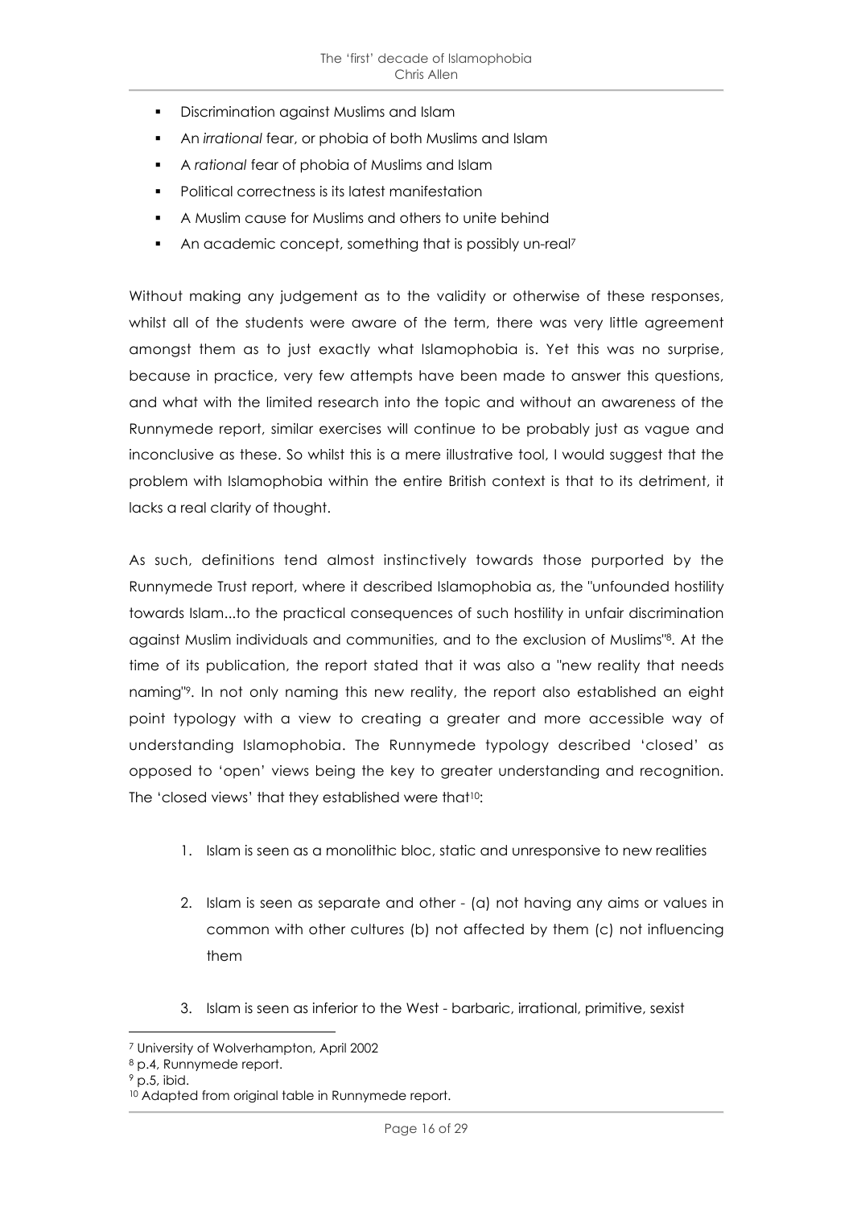- Discrimination against Muslims and Islam
- An *irrational* fear, or phobia of both Muslims and Islam
- A *rational* fear of phobia of Muslims and Islam
- Political correctness is its latest manifestation
- A Muslim cause for Muslims and others to unite behind
- An academic concept, something that is possibly un-real[7]

Without making any judgement as to the validity or otherwise of these responses, whilst all of the students were aware of the term, there was very little agreement amongst them as to just exactly what Islamophobia is. Yet this was no surprise, because in practice, very few attempts have been made to answer this questions, and what with the limited research into the topic and without an awareness of the Runnymede report, similar exercises will continue to be probably just as vague and inconclusive as these. So whilst this is a mere illustrative tool, I would suggest that the problem with Islamophobia within the entire British context is that to its detriment, it lacks a real clarity of thought.

As such, definitions tend almost instinctively towards those purported by the Runnymede Trust report, where it described Islamophobia as, the "unfounded hostility towards Islam...to the practical consequences of such hostility in unfair discrimination against Muslim individuals and communities, and to the exclusion of Muslims"[8]. At the time of its publication, the report stated that it was also a "new reality that needs naming"[9]. In not only naming this new reality, the report also established an eight point typology with a view to creating a greater and more accessible way of understanding Islamophobia. The Runnymede typology described 'closed' as opposed to 'open' views being the key to greater understanding and recognition. The 'closed views' that they established were that[10]:

1. Islam is seen as a monolithic bloc, static and unresponsive to new realities
2. Islam is seen as separate and other - (a) not having any aims or values in common with other cultures (b) not affected by them (c) not influencing them
3. Islam is seen as inferior to the West - barbaric, irrational, primitive, sexist

---

[7] University of Wolverhampton, April 2002

[8] p.4, Runnymede report.

[9] p.5, ibid.

[10] Adapted from original table in Runnymede report.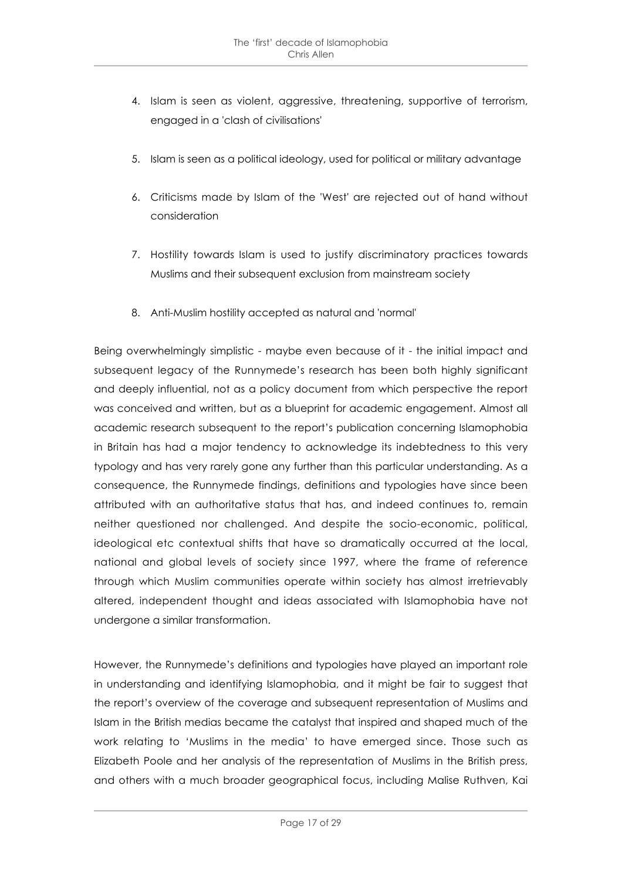4. Islam is seen as violent, aggressive, threatening, supportive of terrorism, engaged in a 'clash of civilisations'

5. Islam is seen as a political ideology, used for political or military advantage

6. Criticisms made by Islam of the 'West' are rejected out of hand without consideration

7. Hostility towards Islam is used to justify discriminatory practices towards Muslims and their subsequent exclusion from mainstream society

8. Anti-Muslim hostility accepted as natural and 'normal'

Being overwhelmingly simplistic - maybe even because of it - the initial impact and subsequent legacy of the Runnymede's research has been both highly significant and deeply influential, not as a policy document from which perspective the report was conceived and written, but as a blueprint for academic engagement. Almost all academic research subsequent to the report's publication concerning Islamophobia in Britain has had a major tendency to acknowledge its indebtedness to this very typology and has very rarely gone any further than this particular understanding. As a consequence, the Runnymede findings, definitions and typologies have since been attributed with an authoritative status that has, and indeed continues to, remain neither questioned nor challenged. And despite the socio-economic, political, ideological etc contextual shifts that have so dramatically occurred at the local, national and global levels of society since 1997, where the frame of reference through which Muslim communities operate within society has almost irretrievably altered, independent thought and ideas associated with Islamophobia have not undergone a similar transformation.

However, the Runnymede's definitions and typologies have played an important role in understanding and identifying Islamophobia, and it might be fair to suggest that the report's overview of the coverage and subsequent representation of Muslims and Islam in the British medias became the catalyst that inspired and shaped much of the work relating to 'Muslims in the media' to have emerged since. Those such as Elizabeth Poole and her analysis of the representation of Muslims in the British press, and others with a much broader geographical focus, including Malise Ruthven, Kai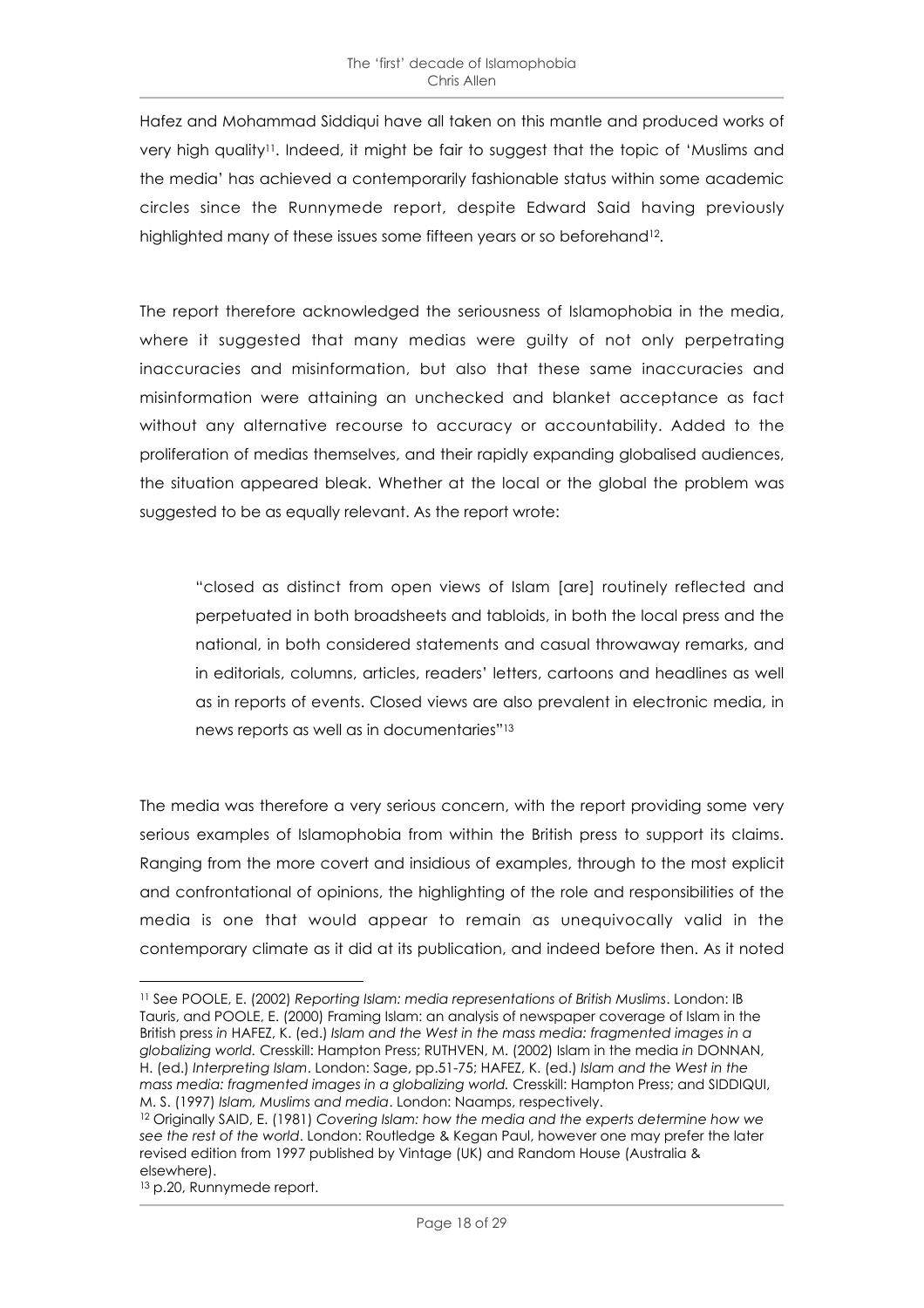Hafez and Mohammad Siddiqui have all taken on this mantle and produced works of very high quality[11]. Indeed, it might be fair to suggest that the topic of 'Muslims and the media' has achieved a contemporarily fashionable status within some academic circles since the Runnymede report, despite Edward Said having previously highlighted many of these issues some fifteen years or so beforehand[12].

The report therefore acknowledged the seriousness of Islamophobia in the media, where it suggested that many medias were guilty of not only perpetrating inaccuracies and misinformation, but also that these same inaccuracies and misinformation were attaining an unchecked and blanket acceptance as fact without any alternative recourse to accuracy or accountability. Added to the proliferation of medias themselves, and their rapidly expanding globalised audiences, the situation appeared bleak. Whether at the local or the global the problem was suggested to be as equally relevant. As the report wrote:

> "closed as distinct from open views of Islam [are] routinely reflected and perpetuated in both broadsheets and tabloids, in both the local press and the national, in both considered statements and casual throwaway remarks, and in editorials, columns, articles, readers' letters, cartoons and headlines as well as in reports of events. Closed views are also prevalent in electronic media, in news reports as well as in documentaries"[13]

The media was therefore a very serious concern, with the report providing some very serious examples of Islamophobia from within the British press to support its claims. Ranging from the more covert and insidious of examples, through to the most explicit and confrontational of opinions, the highlighting of the role and responsibilities of the media is one that would appear to remain as unequivocally valid in the contemporary climate as it did at its publication, and indeed before then. As it noted

---

[11] See POOLE, E. (2002) *Reporting Islam: media representations of British Muslims*. London: IB Tauris, and POOLE, E. (2000) Framing Islam: an analysis of newspaper coverage of Islam in the British press *in* HAFEZ, K. (ed.) *Islam and the West in the mass media: fragmented images in a globalizing world.* Cresskill: Hampton Press; RUTHVEN, M. (2002) Islam in the media *in* DONNAN, H. (ed.) *Interpreting Islam*. London: Sage, pp.51-75; HAFEZ, K. (ed.) *Islam and the West in the mass media: fragmented images in a globalizing world.* Cresskill: Hampton Press; and SIDDIQUI, M. S. (1997) *Islam, Muslims and media*. London: Naamps, respectively.

[12] Originally SAID, E. (1981) *Covering Islam: how the media and the experts determine how we see the rest of the world*. London: Routledge & Kegan Paul, however one may prefer the later revised edition from 1997 published by Vintage (UK) and Random House (Australia & elsewhere).

[13] p.20, Runnymede report.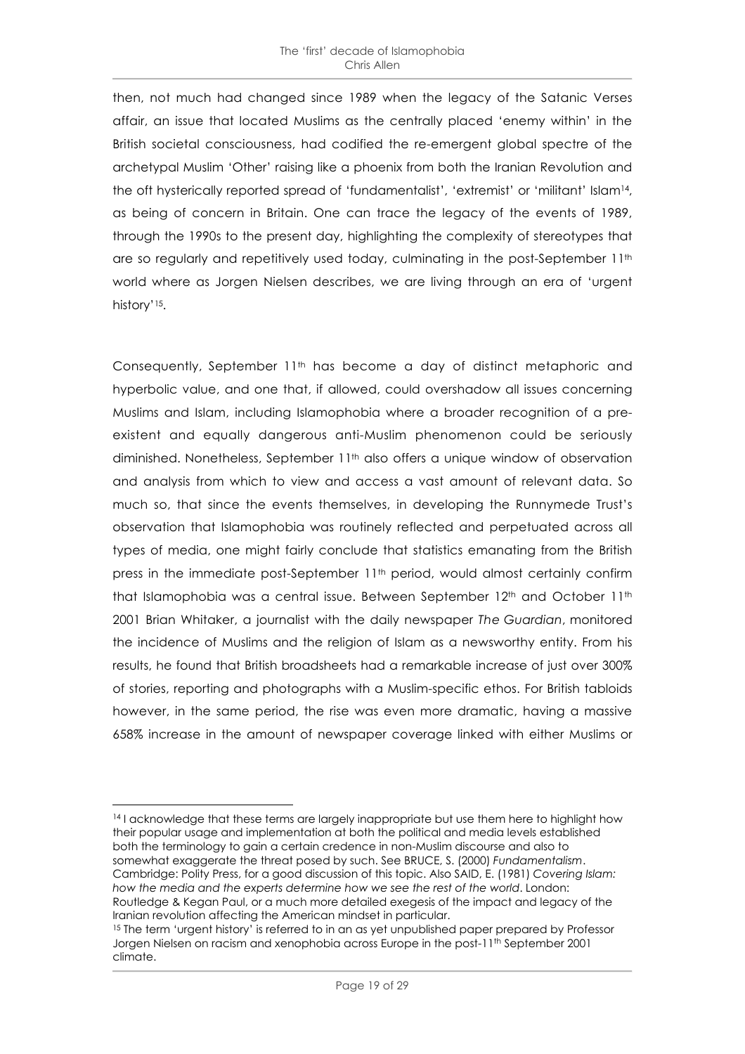then, not much had changed since 1989 when the legacy of the Satanic Verses affair, an issue that located Muslims as the centrally placed 'enemy within' in the British societal consciousness, had codified the re-emergent global spectre of the archetypal Muslim 'Other' raising like a phoenix from both the Iranian Revolution and the oft hysterically reported spread of 'fundamentalist', 'extremist' or 'militant' Islam[14], as being of concern in Britain. One can trace the legacy of the events of 1989, through the 1990s to the present day, highlighting the complexity of stereotypes that are so regularly and repetitively used today, culminating in the post-September 11th world where as Jorgen Nielsen describes, we are living through an era of 'urgent history'[15].

Consequently, September 11th has become a day of distinct metaphoric and hyperbolic value, and one that, if allowed, could overshadow all issues concerning Muslims and Islam, including Islamophobia where a broader recognition of a pre-existent and equally dangerous anti-Muslim phenomenon could be seriously diminished. Nonetheless, September 11th also offers a unique window of observation and analysis from which to view and access a vast amount of relevant data. So much so, that since the events themselves, in developing the Runnymede Trust's observation that Islamophobia was routinely reflected and perpetuated across all types of media, one might fairly conclude that statistics emanating from the British press in the immediate post-September 11th period, would almost certainly confirm that Islamophobia was a central issue. Between September 12th and October 11th 2001 Brian Whitaker, a journalist with the daily newspaper *The Guardian*, monitored the incidence of Muslims and the religion of Islam as a newsworthy entity. From his results, he found that British broadsheets had a remarkable increase of just over 300% of stories, reporting and photographs with a Muslim-specific ethos. For British tabloids however, in the same period, the rise was even more dramatic, having a massive 658% increase in the amount of newspaper coverage linked with either Muslims or

---

[14] I acknowledge that these terms are largely inappropriate but use them here to highlight how their popular usage and implementation at both the political and media levels established both the terminology to gain a certain credence in non-Muslim discourse and also to somewhat exaggerate the threat posed by such. See BRUCE, S. (2000) *Fundamentalism*. Cambridge: Polity Press, for a good discussion of this topic. Also SAID, E. (1981) *Covering Islam: how the media and the experts determine how we see the rest of the world*. London: Routledge & Kegan Paul, or a much more detailed exegesis of the impact and legacy of the Iranian revolution affecting the American mindset in particular.

[15] The term 'urgent history' is referred to in an as yet unpublished paper prepared by Professor Jorgen Nielsen on racism and xenophobia across Europe in the post-11th September 2001 climate.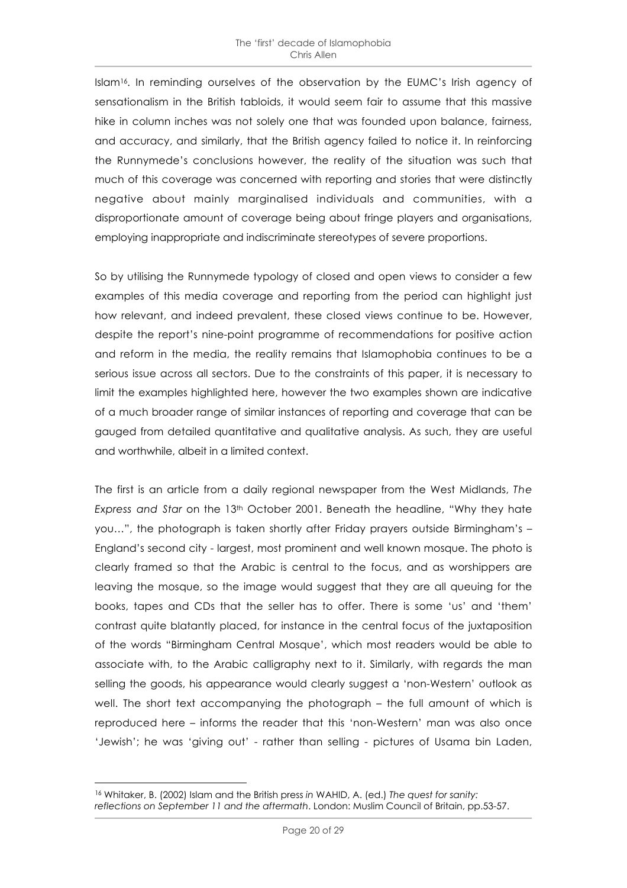Islam[16]. In reminding ourselves of the observation by the EUMC's Irish agency of sensationalism in the British tabloids, it would seem fair to assume that this massive hike in column inches was not solely one that was founded upon balance, fairness, and accuracy, and similarly, that the British agency failed to notice it. In reinforcing the Runnymede's conclusions however, the reality of the situation was such that much of this coverage was concerned with reporting and stories that were distinctly negative about mainly marginalised individuals and communities, with a disproportionate amount of coverage being about fringe players and organisations, employing inappropriate and indiscriminate stereotypes of severe proportions.

So by utilising the Runnymede typology of closed and open views to consider a few examples of this media coverage and reporting from the period can highlight just how relevant, and indeed prevalent, these closed views continue to be. However, despite the report's nine-point programme of recommendations for positive action and reform in the media, the reality remains that Islamophobia continues to be a serious issue across all sectors. Due to the constraints of this paper, it is necessary to limit the examples highlighted here, however the two examples shown are indicative of a much broader range of similar instances of reporting and coverage that can be gauged from detailed quantitative and qualitative analysis. As such, they are useful and worthwhile, albeit in a limited context.

The first is an article from a daily regional newspaper from the West Midlands, *The Express and Star* on the 13th October 2001. Beneath the headline, "Why they hate you…", the photograph is taken shortly after Friday prayers outside Birmingham's – England's second city - largest, most prominent and well known mosque. The photo is clearly framed so that the Arabic is central to the focus, and as worshippers are leaving the mosque, so the image would suggest that they are all queuing for the books, tapes and CDs that the seller has to offer. There is some 'us' and 'them' contrast quite blatantly placed, for instance in the central focus of the juxtaposition of the words "Birmingham Central Mosque', which most readers would be able to associate with, to the Arabic calligraphy next to it. Similarly, with regards the man selling the goods, his appearance would clearly suggest a 'non-Western' outlook as well. The short text accompanying the photograph – the full amount of which is reproduced here – informs the reader that this 'non-Western' man was also once 'Jewish'; he was 'giving out' - rather than selling - pictures of Usama bin Laden,

---

[16] Whitaker, B. (2002) Islam and the British press *in* WAHID, A. (ed.) *The quest for sanity: reflections on September 11 and the aftermath*. London: Muslim Council of Britain, pp.53-57.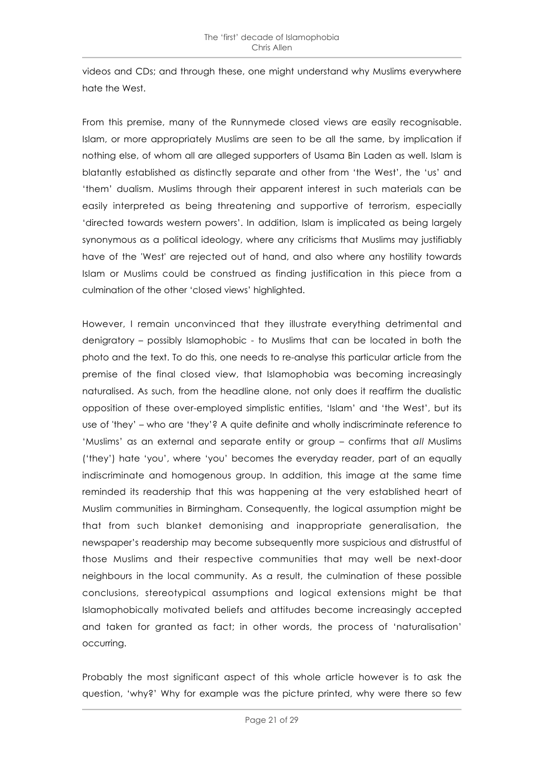videos and CDs; and through these, one might understand why Muslims everywhere hate the West.

From this premise, many of the Runnymede closed views are easily recognisable. Islam, or more appropriately Muslims are seen to be all the same, by implication if nothing else, of whom all are alleged supporters of Usama Bin Laden as well. Islam is blatantly established as distinctly separate and other from 'the West', the 'us' and 'them' dualism. Muslims through their apparent interest in such materials can be easily interpreted as being threatening and supportive of terrorism, especially 'directed towards western powers'. In addition, Islam is implicated as being largely synonymous as a political ideology, where any criticisms that Muslims may justifiably have of the 'West' are rejected out of hand, and also where any hostility towards Islam or Muslims could be construed as finding justification in this piece from a culmination of the other 'closed views' highlighted.

However, I remain unconvinced that they illustrate everything detrimental and denigratory – possibly Islamophobic - to Muslims that can be located in both the photo and the text. To do this, one needs to re-analyse this particular article from the premise of the final closed view, that Islamophobia was becoming increasingly naturalised. As such, from the headline alone, not only does it reaffirm the dualistic opposition of these over-employed simplistic entities, 'Islam' and 'the West', but its use of 'they' – who are 'they'? A quite definite and wholly indiscriminate reference to 'Muslims' as an external and separate entity or group – confirms that *all* Muslims ('they') hate 'you', where 'you' becomes the everyday reader, part of an equally indiscriminate and homogenous group. In addition, this image at the same time reminded its readership that this was happening at the very established heart of Muslim communities in Birmingham. Consequently, the logical assumption might be that from such blanket demonising and inappropriate generalisation, the newspaper's readership may become subsequently more suspicious and distrustful of those Muslims and their respective communities that may well be next-door neighbours in the local community. As a result, the culmination of these possible conclusions, stereotypical assumptions and logical extensions might be that Islamophobically motivated beliefs and attitudes become increasingly accepted and taken for granted as fact; in other words, the process of 'naturalisation' occurring.

Probably the most significant aspect of this whole article however is to ask the question, 'why?' Why for example was the picture printed, why were there so few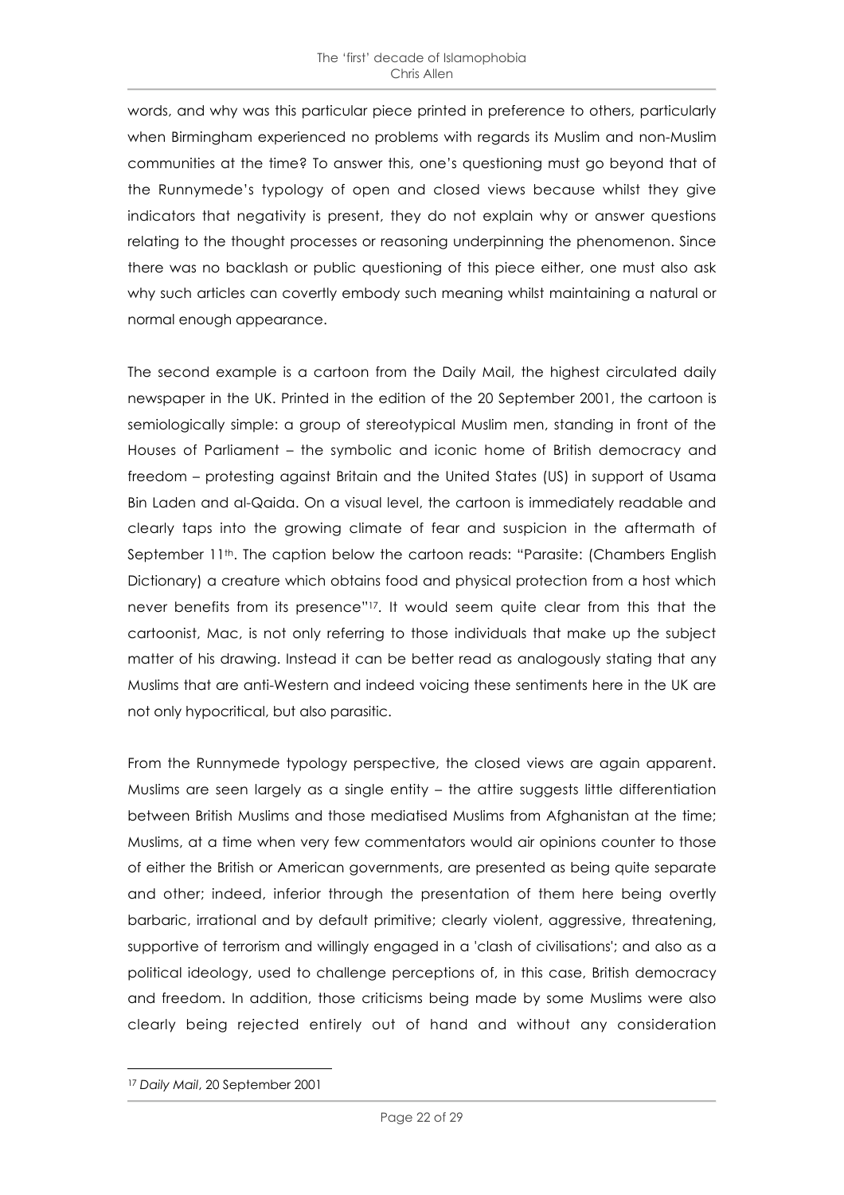words, and why was this particular piece printed in preference to others, particularly when Birmingham experienced no problems with regards its Muslim and non-Muslim communities at the time? To answer this, one's questioning must go beyond that of the Runnymede's typology of open and closed views because whilst they give indicators that negativity is present, they do not explain why or answer questions relating to the thought processes or reasoning underpinning the phenomenon. Since there was no backlash or public questioning of this piece either, one must also ask why such articles can covertly embody such meaning whilst maintaining a natural or normal enough appearance.

The second example is a cartoon from the Daily Mail, the highest circulated daily newspaper in the UK. Printed in the edition of the 20 September 2001, the cartoon is semiologically simple: a group of stereotypical Muslim men, standing in front of the Houses of Parliament – the symbolic and iconic home of British democracy and freedom – protesting against Britain and the United States (US) in support of Usama Bin Laden and al-Qaida. On a visual level, the cartoon is immediately readable and clearly taps into the growing climate of fear and suspicion in the aftermath of September 11th. The caption below the cartoon reads: "Parasite: (Chambers English Dictionary) a creature which obtains food and physical protection from a host which never benefits from its presence"[17]. It would seem quite clear from this that the cartoonist, Mac, is not only referring to those individuals that make up the subject matter of his drawing. Instead it can be better read as analogously stating that any Muslims that are anti-Western and indeed voicing these sentiments here in the UK are not only hypocritical, but also parasitic.

From the Runnymede typology perspective, the closed views are again apparent. Muslims are seen largely as a single entity – the attire suggests little differentiation between British Muslims and those mediatised Muslims from Afghanistan at the time; Muslims, at a time when very few commentators would air opinions counter to those of either the British or American governments, are presented as being quite separate and other; indeed, inferior through the presentation of them here being overtly barbaric, irrational and by default primitive; clearly violent, aggressive, threatening, supportive of terrorism and willingly engaged in a 'clash of civilisations'; and also as a political ideology, used to challenge perceptions of, in this case, British democracy and freedom. In addition, those criticisms being made by some Muslims were also clearly being rejected entirely out of hand and without any consideration

[17] *Daily Mail*, 20 September 2001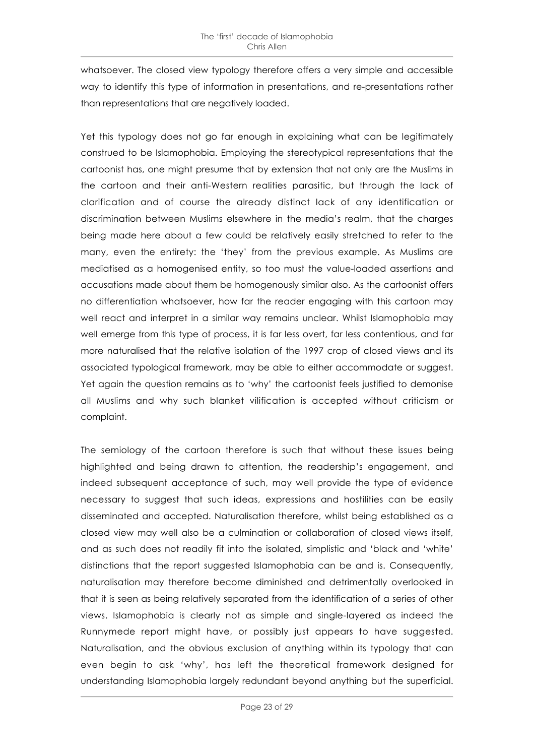whatsoever. The closed view typology therefore offers a very simple and accessible way to identify this type of information in presentations, and re-presentations rather than representations that are negatively loaded.

Yet this typology does not go far enough in explaining what can be legitimately construed to be Islamophobia. Employing the stereotypical representations that the cartoonist has, one might presume that by extension that not only are the Muslims in the cartoon and their anti-Western realities parasitic, but through the lack of clarification and of course the already distinct lack of any identification or discrimination between Muslims elsewhere in the media's realm, that the charges being made here about a few could be relatively easily stretched to refer to the many, even the entirety: the 'they' from the previous example. As Muslims are mediatised as a homogenised entity, so too must the value-loaded assertions and accusations made about them be homogenously similar also. As the cartoonist offers no differentiation whatsoever, how far the reader engaging with this cartoon may well react and interpret in a similar way remains unclear. Whilst Islamophobia may well emerge from this type of process, it is far less overt, far less contentious, and far more naturalised that the relative isolation of the 1997 crop of closed views and its associated typological framework, may be able to either accommodate or suggest. Yet again the question remains as to 'why' the cartoonist feels justified to demonise all Muslims and why such blanket vilification is accepted without criticism or complaint.

The semiology of the cartoon therefore is such that without these issues being highlighted and being drawn to attention, the readership's engagement, and indeed subsequent acceptance of such, may well provide the type of evidence necessary to suggest that such ideas, expressions and hostilities can be easily disseminated and accepted. Naturalisation therefore, whilst being established as a closed view may well also be a culmination or collaboration of closed views itself, and as such does not readily fit into the isolated, simplistic and 'black and 'white' distinctions that the report suggested Islamophobia can be and is. Consequently, naturalisation may therefore become diminished and detrimentally overlooked in that it is seen as being relatively separated from the identification of a series of other views. Islamophobia is clearly not as simple and single-layered as indeed the Runnymede report might have, or possibly just appears to have suggested. Naturalisation, and the obvious exclusion of anything within its typology that can even begin to ask 'why', has left the theoretical framework designed for understanding Islamophobia largely redundant beyond anything but the superficial.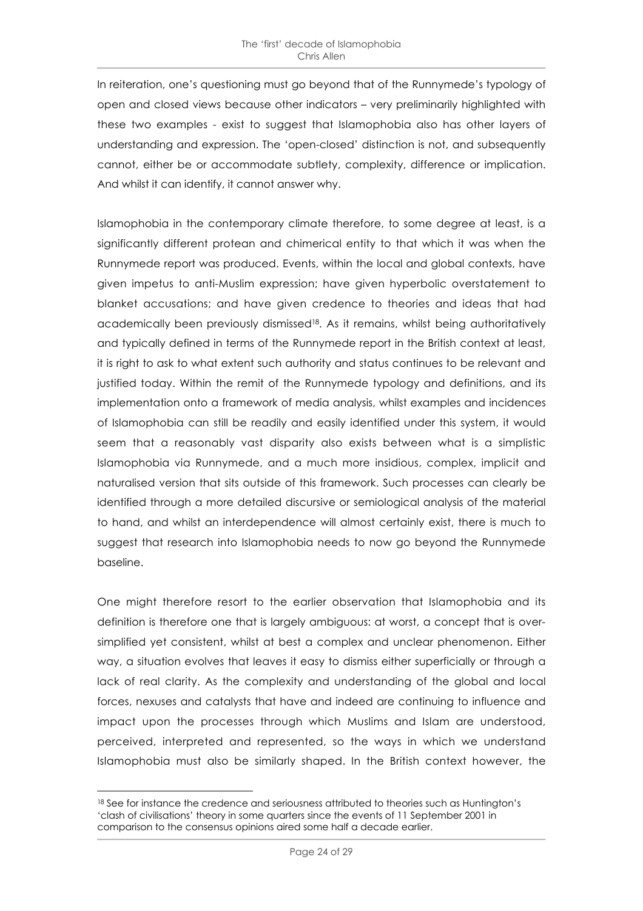In reiteration, one's questioning must go beyond that of the Runnymede's typology of open and closed views because other indicators – very preliminarily highlighted with these two examples - exist to suggest that Islamophobia also has other layers of understanding and expression. The 'open-closed' distinction is not, and subsequently cannot, either be or accommodate subtlety, complexity, difference or implication. And whilst it can identify, it cannot answer why.

Islamophobia in the contemporary climate therefore, to some degree at least, is a significantly different protean and chimerical entity to that which it was when the Runnymede report was produced. Events, within the local and global contexts, have given impetus to anti-Muslim expression; have given hyperbolic overstatement to blanket accusations; and have given credence to theories and ideas that had academically been previously dismissed[18]. As it remains, whilst being authoritatively and typically defined in terms of the Runnymede report in the British context at least, it is right to ask to what extent such authority and status continues to be relevant and justified today. Within the remit of the Runnymede typology and definitions, and its implementation onto a framework of media analysis, whilst examples and incidences of Islamophobia can still be readily and easily identified under this system, it would seem that a reasonably vast disparity also exists between what is a simplistic Islamophobia via Runnymede, and a much more insidious, complex, implicit and naturalised version that sits outside of this framework. Such processes can clearly be identified through a more detailed discursive or semiological analysis of the material to hand, and whilst an interdependence will almost certainly exist, there is much to suggest that research into Islamophobia needs to now go beyond the Runnymede baseline.

One might therefore resort to the earlier observation that Islamophobia and its definition is therefore one that is largely ambiguous: at worst, a concept that is over-simplified yet consistent, whilst at best a complex and unclear phenomenon. Either way, a situation evolves that leaves it easy to dismiss either superficially or through a lack of real clarity. As the complexity and understanding of the global and local forces, nexuses and catalysts that have and indeed are continuing to influence and impact upon the processes through which Muslims and Islam are understood, perceived, interpreted and represented, so the ways in which we understand Islamophobia must also be similarly shaped. In the British context however, the

[18] See for instance the credence and seriousness attributed to theories such as Huntington's 'clash of civilisations' theory in some quarters since the events of 11 September 2001 in comparison to the consensus opinions aired some half a decade earlier.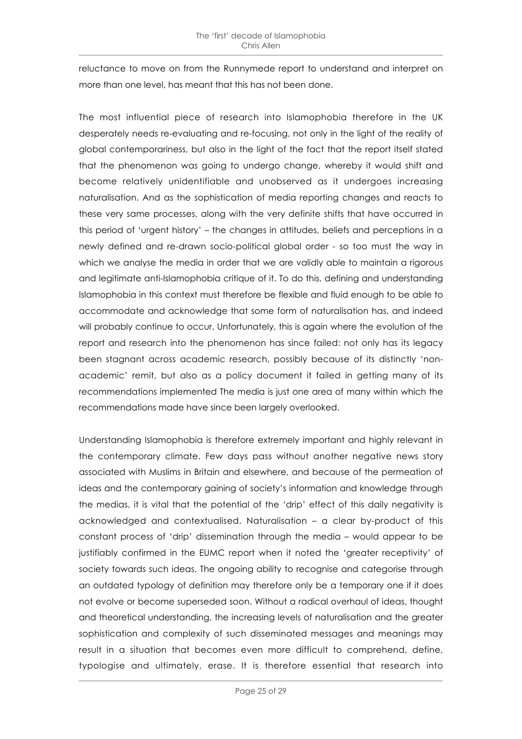reluctance to move on from the Runnymede report to understand and interpret on more than one level, has meant that this has not been done.

The most influential piece of research into Islamophobia therefore in the UK desperately needs re-evaluating and re-focusing, not only in the light of the reality of global contemporariness, but also in the light of the fact that the report itself stated that the phenomenon was going to undergo change, whereby it would shift and become relatively unidentifiable and unobserved as it undergoes increasing naturalisation. And as the sophistication of media reporting changes and reacts to these very same processes, along with the very definite shifts that have occurred in this period of 'urgent history' – the changes in attitudes, beliefs and perceptions in a newly defined and re-drawn socio-political global order - so too must the way in which we analyse the media in order that we are validly able to maintain a rigorous and legitimate anti-Islamophobia critique of it. To do this, defining and understanding Islamophobia in this context must therefore be flexible and fluid enough to be able to accommodate and acknowledge that some form of naturalisation has, and indeed will probably continue to occur. Unfortunately, this is again where the evolution of the report and research into the phenomenon has since failed: not only has its legacy been stagnant across academic research, possibly because of its distinctly 'non-academic' remit, but also as a policy document it failed in getting many of its recommendations implemented The media is just one area of many within which the recommendations made have since been largely overlooked.

Understanding Islamophobia is therefore extremely important and highly relevant in the contemporary climate. Few days pass without another negative news story associated with Muslims in Britain and elsewhere, and because of the permeation of ideas and the contemporary gaining of society's information and knowledge through the medias, it is vital that the potential of the 'drip' effect of this daily negativity is acknowledged and contextualised. Naturalisation – a clear by-product of this constant process of 'drip' dissemination through the media – would appear to be justifiably confirmed in the EUMC report when it noted the 'greater receptivity' of society towards such ideas. The ongoing ability to recognise and categorise through an outdated typology of definition may therefore only be a temporary one if it does not evolve or become superseded soon. Without a radical overhaul of ideas, thought and theoretical understanding, the increasing levels of naturalisation and the greater sophistication and complexity of such disseminated messages and meanings may result in a situation that becomes even more difficult to comprehend, define, typologise and ultimately, erase. It is therefore essential that research into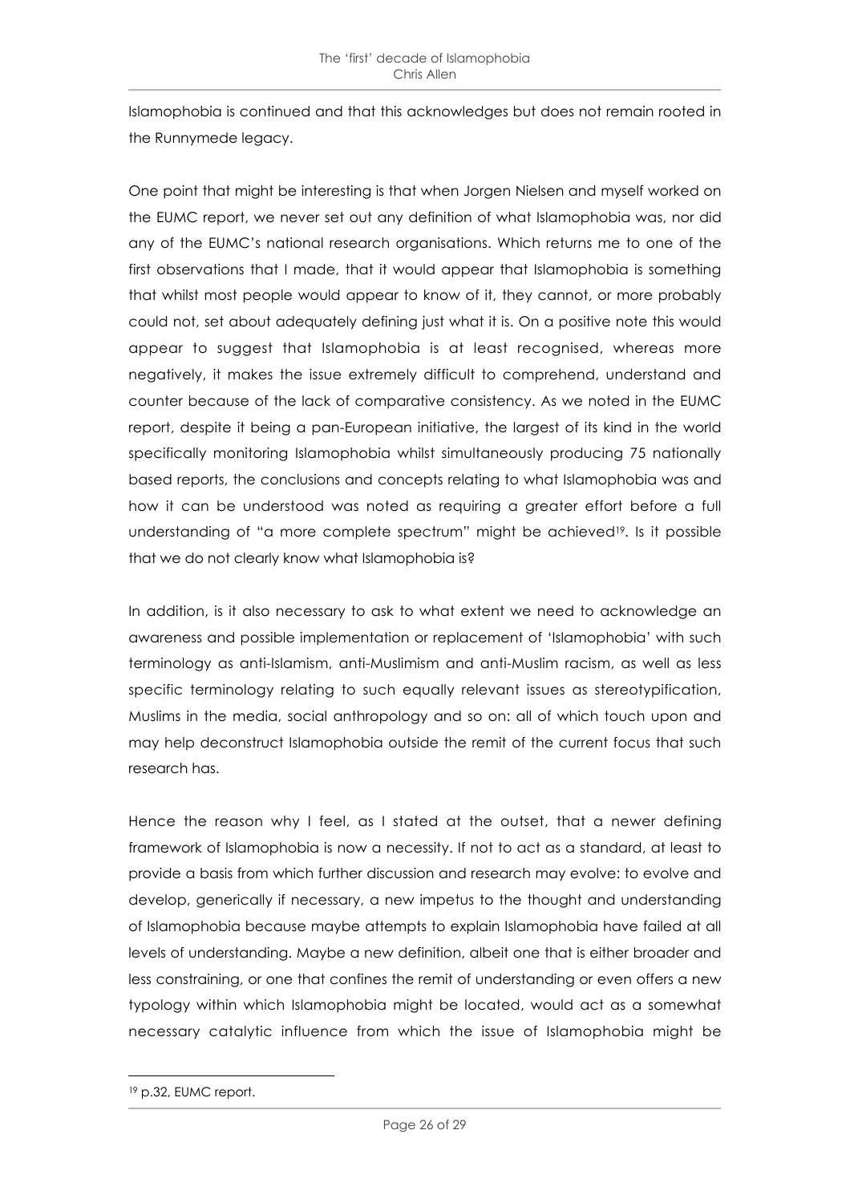Islamophobia is continued and that this acknowledges but does not remain rooted in the Runnymede legacy.

One point that might be interesting is that when Jorgen Nielsen and myself worked on the EUMC report, we never set out any definition of what Islamophobia was, nor did any of the EUMC's national research organisations. Which returns me to one of the first observations that I made, that it would appear that Islamophobia is something that whilst most people would appear to know of it, they cannot, or more probably could not, set about adequately defining just what it is. On a positive note this would appear to suggest that Islamophobia is at least recognised, whereas more negatively, it makes the issue extremely difficult to comprehend, understand and counter because of the lack of comparative consistency. As we noted in the EUMC report, despite it being a pan-European initiative, the largest of its kind in the world specifically monitoring Islamophobia whilst simultaneously producing 75 nationally based reports, the conclusions and concepts relating to what Islamophobia was and how it can be understood was noted as requiring a greater effort before a full understanding of "a more complete spectrum" might be achieved[19]. Is it possible that we do not clearly know what Islamophobia is?

In addition, is it also necessary to ask to what extent we need to acknowledge an awareness and possible implementation or replacement of 'Islamophobia' with such terminology as anti-Islamism, anti-Muslimism and anti-Muslim racism, as well as less specific terminology relating to such equally relevant issues as stereotypification, Muslims in the media, social anthropology and so on: all of which touch upon and may help deconstruct Islamophobia outside the remit of the current focus that such research has.

Hence the reason why I feel, as I stated at the outset, that a newer defining framework of Islamophobia is now a necessity. If not to act as a standard, at least to provide a basis from which further discussion and research may evolve: to evolve and develop, generically if necessary, a new impetus to the thought and understanding of Islamophobia because maybe attempts to explain Islamophobia have failed at all levels of understanding. Maybe a new definition, albeit one that is either broader and less constraining, or one that confines the remit of understanding or even offers a new typology within which Islamophobia might be located, would act as a somewhat necessary catalytic influence from which the issue of Islamophobia might be

---

[19] p.32, EUMC report.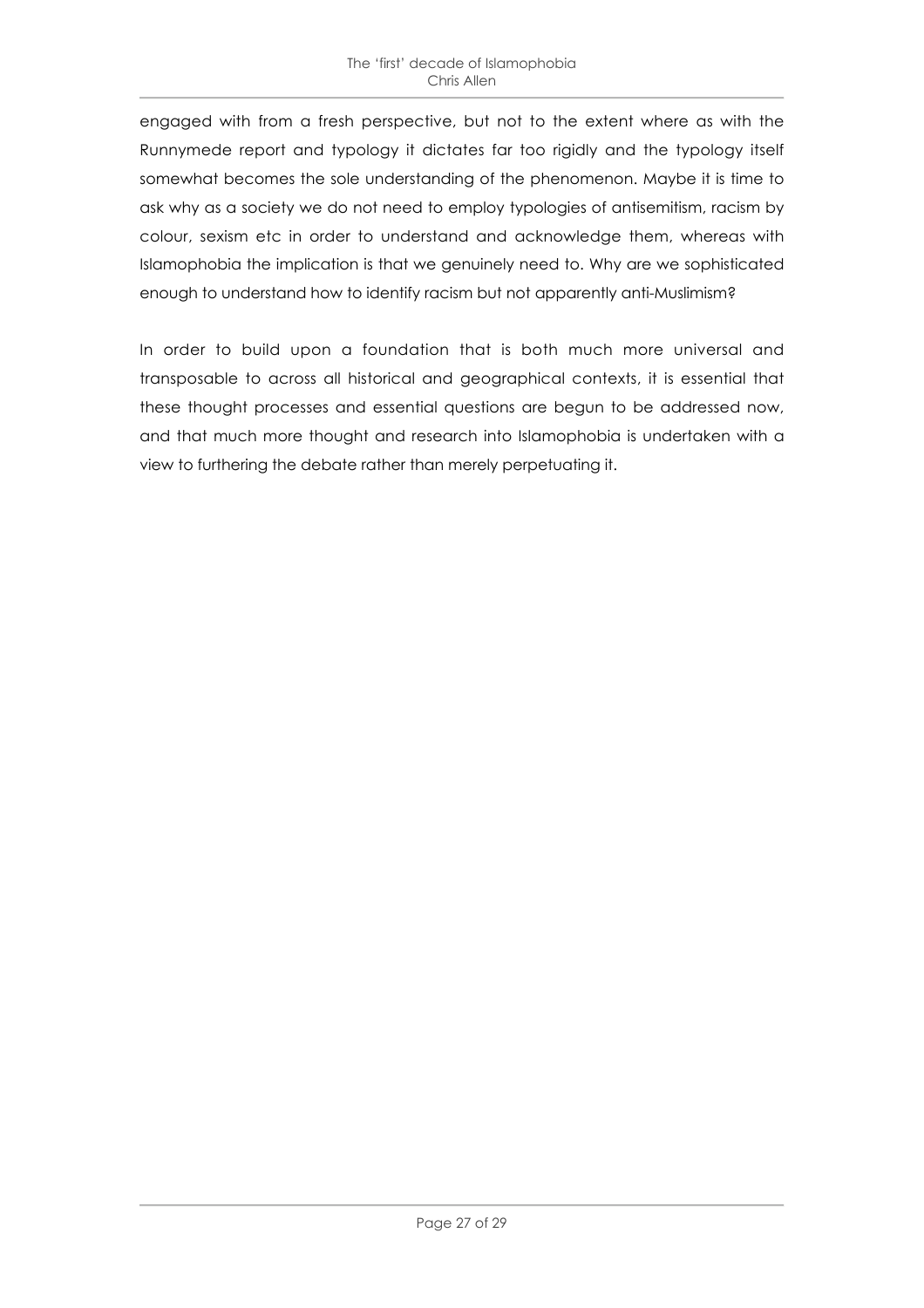engaged with from a fresh perspective, but not to the extent where as with the Runnymede report and typology it dictates far too rigidly and the typology itself somewhat becomes the sole understanding of the phenomenon. Maybe it is time to ask why as a society we do not need to employ typologies of antisemitism, racism by colour, sexism etc in order to understand and acknowledge them, whereas with Islamophobia the implication is that we genuinely need to. Why are we sophisticated enough to understand how to identify racism but not apparently anti-Muslimism?

In order to build upon a foundation that is both much more universal and transposable to across all historical and geographical contexts, it is essential that these thought processes and essential questions are begun to be addressed now, and that much more thought and research into Islamophobia is undertaken with a view to furthering the debate rather than merely perpetuating it.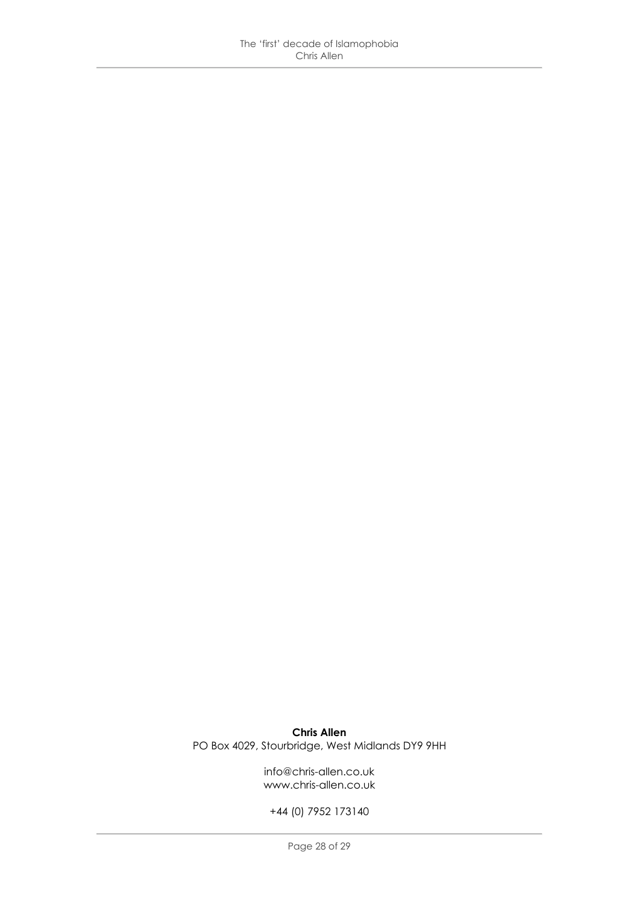**Chris Allen**
PO Box 4029, Stourbridge, West Midlands DY9 9HH

info@chris-allen.co.uk
www.chris-allen.co.uk

+44 (0) 7952 173140